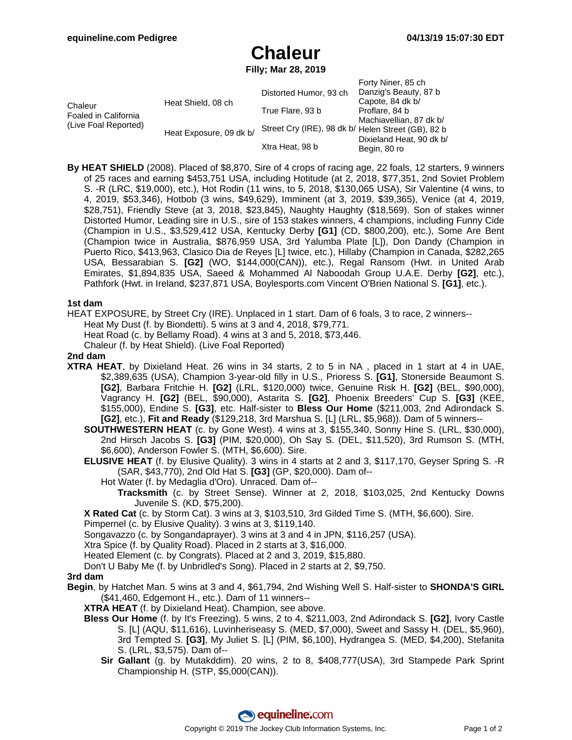# Chaleur

**Filly; Mar 28, 2019**

| | | | |
|---|---|---|---|
| Chaleur Foaled in California (Live Foal Reported) | Heat Shield, 08 ch | Distorted Humor, 93 ch | Forty Niner, 85 ch |
| | | | Danzig's Beauty, 87 b |
| | | True Flare, 93 b | Capote, 84 dk b/ |
| | | | Proflare, 84 b |
| | Heat Exposure, 09 dk b/ | Street Cry (IRE), 98 dk b/ | Machiavellian, 87 dk b/ |
| | | | Helen Street (GB), 82 b |
| | | Xtra Heat, 98 b | Dixieland Heat, 90 dk b/ |
| | | | Begin, 80 ro |

**By HEAT SHIELD** (2008). Placed of $8,870, Sire of 4 crops of racing age, 22 foals, 12 starters, 9 winners of 25 races and earning $453,751 USA, including Hotitude (at 2, 2018, $77,351, 2nd Soviet Problem S. -R (LRC, $19,000), etc.), Hot Rodin (11 wins, to 5, 2018, $130,065 USA), Sir Valentine (4 wins, to 4, 2019, $53,346), Hotbob (3 wins, $49,629), Imminent (at 3, 2019, $39,365), Venice (at 4, 2019, $28,751), Friendly Steve (at 3, 2018, $23,845), Naughty Haughty ($18,569). Son of stakes winner Distorted Humor, Leading sire in U.S., sire of 153 stakes winners, 4 champions, including Funny Cide (Champion in U.S., $3,529,412 USA, Kentucky Derby **[G1]** (CD, $800,200), etc.), Some Are Bent (Champion twice in Australia, $876,959 USA, 3rd Yalumba Plate [L]), Don Dandy (Champion in Puerto Rico, $413,963, Clasico Dia de Reyes [L] twice, etc.), Hillaby (Champion in Canada, $282,265 USA, Bessarabian S. **[G2]** (WO, $144,000(CAN)), etc.), Regal Ransom (Hwt. in United Arab Emirates, $1,894,835 USA, Saeed & Mohammed Al Naboodah Group U.A.E. Derby **[G2]**, etc.), Pathfork (Hwt. in Ireland, $237,871 USA, Boylesports.com Vincent O'Brien National S. **[G1]**, etc.).

**1st dam**

HEAT EXPOSURE, by Street Cry (IRE). Unplaced in 1 start. Dam of 6 foals, 3 to race, 2 winners--

- Heat My Dust (f. by Biondetti). 5 wins at 3 and 4, 2018, $79,771.
- Heat Road (c. by Bellamy Road). 4 wins at 3 and 5, 2018, $73,446.
- Chaleur (f. by Heat Shield). (Live Foal Reported)

**2nd dam**

**XTRA HEAT**, by Dixieland Heat. 26 wins in 34 starts, 2 to 5 in NA , placed in 1 start at 4 in UAE, $2,389,635 (USA), Champion 3-year-old filly in U.S., Prioress S. **[G1]**, Stonerside Beaumont S. **[G2]**, Barbara Fritchie H. **[G2]** (LRL, $120,000) twice, Genuine Risk H. **[G2]** (BEL, $90,000), Vagrancy H. **[G2]** (BEL, $90,000), Astarita S. **[G2]**, Phoenix Breeders' Cup S. **[G3]** (KEE, $155,000), Endine S. **[G3]**, etc. Half-sister to **Bless Our Home** ($211,003, 2nd Adirondack S. **[G2]**, etc.), **Fit and Ready** ($129,218, 3rd Marshua S. [L] (LRL, $5,968)). Dam of 5 winners--

- **SOUTHWESTERN HEAT** (c. by Gone West). 4 wins at 3, $155,340, Sonny Hine S. (LRL, $30,000), 2nd Hirsch Jacobs S. **[G3]** (PIM, $20,000), Oh Say S. (DEL, $11,520), 3rd Rumson S. (MTH, $6,600), Anderson Fowler S. (MTH, $6,600). Sire.
- **ELUSIVE HEAT** (f. by Elusive Quality). 3 wins in 4 starts at 2 and 3, $117,170, Geyser Spring S. -R (SAR, $43,770), 2nd Old Hat S. **[G3]** (GP, $20,000). Dam of--
  - Hot Water (f. by Medaglia d'Oro). Unraced. Dam of--
    - **Tracksmith** (c. by Street Sense). Winner at 2, 2018, $103,025, 2nd Kentucky Downs Juvenile S. (KD, $75,200).
- **X Rated Cat** (c. by Storm Cat). 3 wins at 3, $103,510, 3rd Gilded Time S. (MTH, $6,600). Sire.
- Pimpernel (c. by Elusive Quality). 3 wins at 3, $119,140.
- Songavazzo (c. by Songandaprayer). 3 wins at 3 and 4 in JPN, $116,257 (USA).
- Xtra Spice (f. by Quality Road). Placed in 2 starts at 3, $16,000.
- Heated Element (c. by Congrats). Placed at 2 and 3, 2019, $15,880.
- Don't U Baby Me (f. by Unbridled's Song). Placed in 2 starts at 2, $9,750.

**3rd dam**

**Begin**, by Hatchet Man. 5 wins at 3 and 4, $61,794, 2nd Wishing Well S. Half-sister to **SHONDA'S GIRL** ($41,460, Edgemont H., etc.). Dam of 11 winners--

- **XTRA HEAT** (f. by Dixieland Heat). Champion, see above.
- **Bless Our Home** (f. by It's Freezing). 5 wins, 2 to 4, $211,003, 2nd Adirondack S. **[G2]**, Ivory Castle S. [L] (AQU, $11,616), Luvinheriseasy S. (MED, $7,000), Sweet and Sassy H. (DEL, $5,960), 3rd Tempted S. **[G3]**, My Juliet S. [L] (PIM, $6,100), Hydrangea S. (MED, $4,200), Stefanita S. (LRL, $3,575). Dam of--
  - **Sir Gallant** (g. by Mutakddim). 20 wins, 2 to 8, $408,777(USA), 3rd Stampede Park Sprint Championship H. (STP, $5,000(CAN)).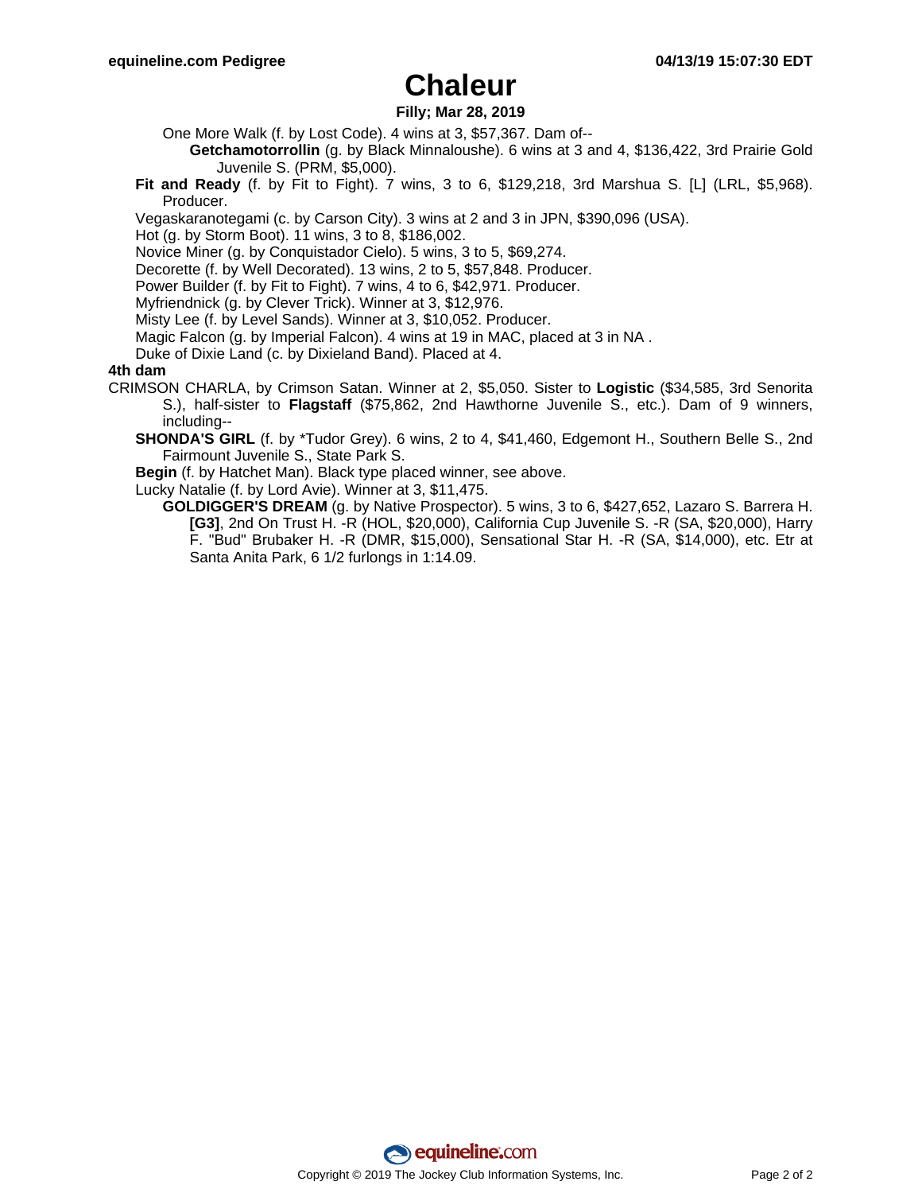# Chaleur

**Filly; Mar 28, 2019**

One More Walk (f. by Lost Code). 4 wins at 3, $57,367. Dam of--

**Getchamotorrollin** (g. by Black Minnaloushe). 6 wins at 3 and 4, $136,422, 3rd Prairie Gold Juvenile S. (PRM, $5,000).

**Fit and Ready** (f. by Fit to Fight). 7 wins, 3 to 6, $129,218, 3rd Marshua S. [L] (LRL, $5,968). Producer.

Vegaskaranotegami (c. by Carson City). 3 wins at 2 and 3 in JPN, $390,096 (USA).

Hot (g. by Storm Boot). 11 wins, 3 to 8, $186,002.

Novice Miner (g. by Conquistador Cielo). 5 wins, 3 to 5, $69,274.

Decorette (f. by Well Decorated). 13 wins, 2 to 5, $57,848. Producer.

Power Builder (f. by Fit to Fight). 7 wins, 4 to 6, $42,971. Producer.

Myfriendnick (g. by Clever Trick). Winner at 3, $12,976.

Misty Lee (f. by Level Sands). Winner at 3, $10,052. Producer.

Magic Falcon (g. by Imperial Falcon). 4 wins at 19 in MAC, placed at 3 in NA .

Duke of Dixie Land (c. by Dixieland Band). Placed at 4.

**4th dam**

CRIMSON CHARLA, by Crimson Satan. Winner at 2, $5,050. Sister to **Logistic** ($34,585, 3rd Senorita S.), half-sister to **Flagstaff** ($75,862, 2nd Hawthorne Juvenile S., etc.). Dam of 9 winners, including--

**SHONDA'S GIRL** (f. by *Tudor Grey). 6 wins, 2 to 4, $41,460, Edgemont H., Southern Belle S., 2nd Fairmount Juvenile S., State Park S.

**Begin** (f. by Hatchet Man). Black type placed winner, see above.

Lucky Natalie (f. by Lord Avie). Winner at 3, $11,475.

**GOLDIGGER'S DREAM** (g. by Native Prospector). 5 wins, 3 to 6, $427,652, Lazaro S. Barrera H. **[G3]**, 2nd On Trust H. -R (HOL, $20,000), California Cup Juvenile S. -R (SA, $20,000), Harry F. "Bud" Brubaker H. -R (DMR, $15,000), Sensational Star H. -R (SA, $14,000), etc. Etr at Santa Anita Park, 6 1/2 furlongs in 1:14.09.